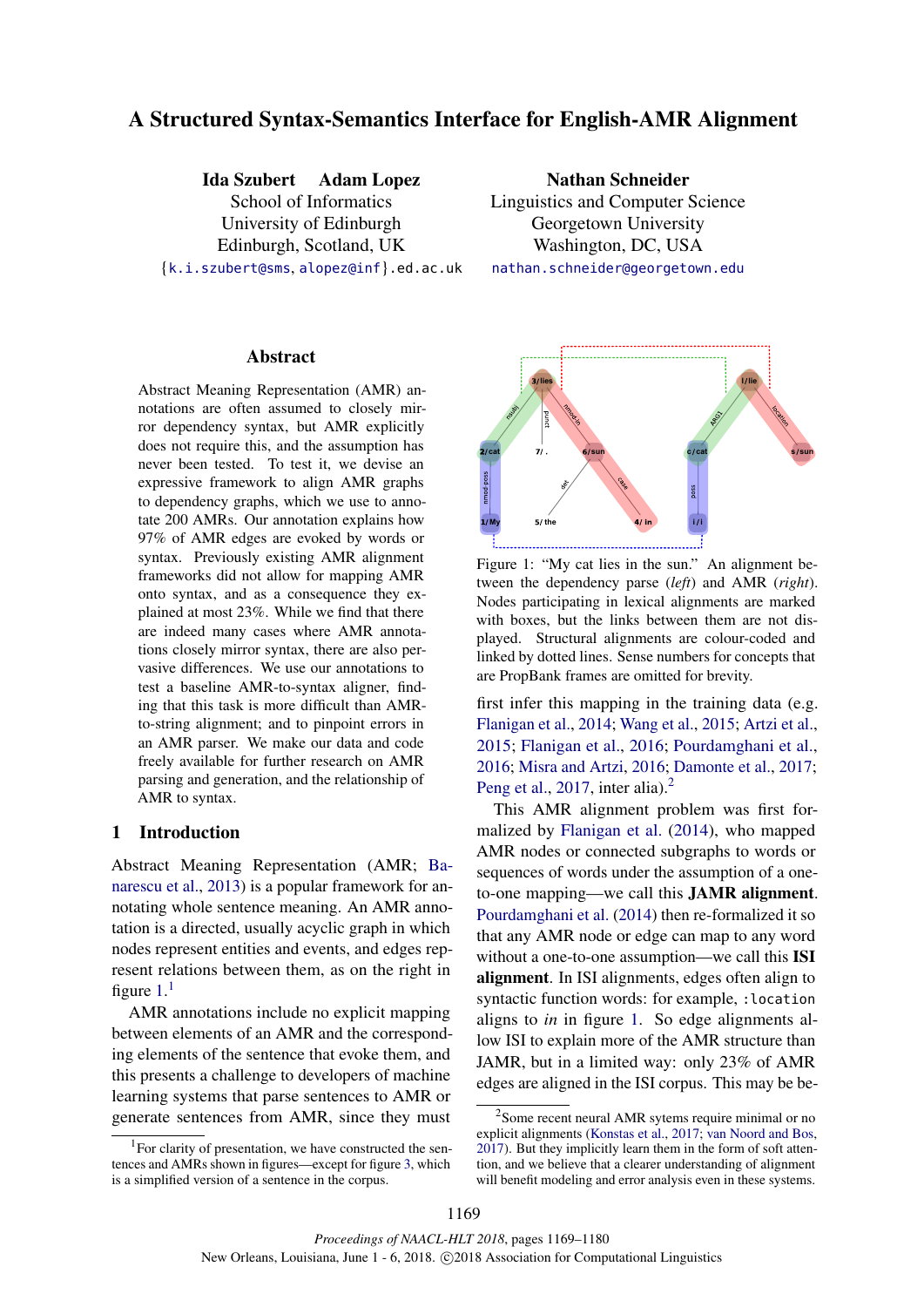# A Structured Syntax-Semantics Interface for English-AMR Alignment

**Ida Szubert   Adam Lopez**
School of Informatics
University of Edinburgh
Edinburgh, Scotland, UK
{k.i.szubert@sms, alopez@inf}.ed.ac.uk

**Nathan Schneider**
Linguistics and Computer Science
Georgetown University
Washington, DC, USA
nathan.schneider@georgetown.edu

## Abstract

Abstract Meaning Representation (AMR) annotations are often assumed to closely mirror dependency syntax, but AMR explicitly does not require this, and the assumption has never been tested. To test it, we devise an expressive framework to align AMR graphs to dependency graphs, which we use to annotate 200 AMRs. Our annotation explains how 97% of AMR edges are evoked by words or syntax. Previously existing AMR alignment frameworks did not allow for mapping AMR onto syntax, and as a consequence they explained at most 23%. While we find that there are indeed many cases where AMR annotations closely mirror syntax, there are also pervasive differences. We use our annotations to test a baseline AMR-to-syntax aligner, finding that this task is more difficult than AMR-to-string alignment; and to pinpoint errors in an AMR parser. We make our data and code freely available for further research on AMR parsing and generation, and the relationship of AMR to syntax.

## 1 Introduction

Abstract Meaning Representation (AMR; Banarescu et al., 2013) is a popular framework for annotating whole sentence meaning. An AMR annotation is a directed, usually acyclic graph in which nodes represent entities and events, and edges represent relations between them, as on the right in figure 1.[1]

AMR annotations include no explicit mapping between elements of an AMR and the corresponding elements of the sentence that evoke them, and this presents a challenge to developers of machine learning systems that parse sentences to AMR or generate sentences from AMR, since they must first infer this mapping in the training data (e.g. Flanigan et al., 2014; Wang et al., 2015; Artzi et al., 2015; Flanigan et al., 2016; Pourdamghani et al., 2016; Misra and Artzi, 2016; Damonte et al., 2017; Peng et al., 2017, inter alia).[2]

Figure 1: "My cat lies in the sun." An alignment between the dependency parse (*left*) and AMR (*right*). Nodes participating in lexical alignments are marked with boxes, but the links between them are not displayed. Structural alignments are colour-coded and linked by dotted lines. Sense numbers for concepts that are PropBank frames are omitted for brevity.

This AMR alignment problem was first formalized by Flanigan et al. (2014), who mapped AMR nodes or connected subgraphs to words or sequences of words under the assumption of a one-to-one mapping—we call this **JAMR alignment**. Pourdamghani et al. (2014) then re-formalized it so that any AMR node or edge can map to any word without a one-to-one assumption—we call this **ISI alignment**. In ISI alignments, edges often align to syntactic function words: for example, `:location` aligns to *in* in figure 1. So edge alignments allow ISI to explain more of the AMR structure than JAMR, but in a limited way: only 23% of AMR edges are aligned in the ISI corpus. This may be be-

[1] For clarity of presentation, we have constructed the sentences and AMRs shown in figures—except for figure 3, which is a simplified version of a sentence in the corpus.

[2] Some recent neural AMR sytems require minimal or no explicit alignments (Konstas et al., 2017; van Noord and Bos, 2017). But they implicitly learn them in the form of soft attention, and we believe that a clearer understanding of alignment will benefit modeling and error analysis even in these systems.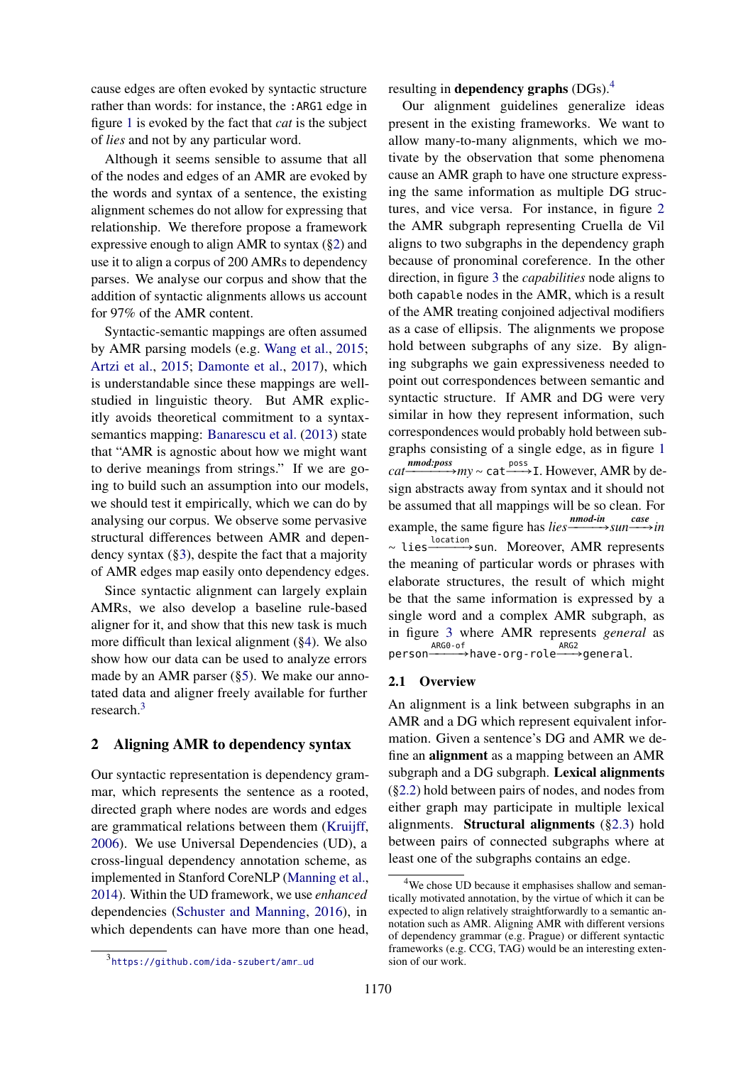cause edges are often evoked by syntactic structure rather than words: for instance, the `:ARG1` edge in figure 1 is evoked by the fact that *cat* is the subject of *lies* and not by any particular word.

Although it seems sensible to assume that all of the nodes and edges of an AMR are evoked by the words and syntax of a sentence, the existing alignment schemes do not allow for expressing that relationship. We therefore propose a framework expressive enough to align AMR to syntax (§2) and use it to align a corpus of 200 AMRs to dependency parses. We analyse our corpus and show that the addition of syntactic alignments allows us account for 97% of the AMR content.

Syntactic-semantic mappings are often assumed by AMR parsing models (e.g. Wang et al., 2015; Artzi et al., 2015; Damonte et al., 2017), which is understandable since these mappings are well-studied in linguistic theory. But AMR explicitly avoids theoretical commitment to a syntax-semantics mapping: Banarescu et al. (2013) state that "AMR is agnostic about how we might want to derive meanings from strings." If we are going to build such an assumption into our models, we should test it empirically, which we can do by analysing our corpus. We observe some pervasive structural differences between AMR and dependency syntax (§3), despite the fact that a majority of AMR edges map easily onto dependency edges.

Since syntactic alignment can largely explain AMRs, we also develop a baseline rule-based aligner for it, and show that this new task is much more difficult than lexical alignment (§4). We also show how our data can be used to analyze errors made by an AMR parser (§5). We make our annotated data and aligner freely available for further research.[3]

## 2 Aligning AMR to dependency syntax

Our syntactic representation is dependency grammar, which represents the sentence as a rooted, directed graph where nodes are words and edges are grammatical relations between them (Kruijff, 2006). We use Universal Dependencies (UD), a cross-lingual dependency annotation scheme, as implemented in Stanford CoreNLP (Manning et al., 2014). Within the UD framework, we use *enhanced* dependencies (Schuster and Manning, 2016), in which dependents can have more than one head, resulting in **dependency graphs** (DGs).[4]

Our alignment guidelines generalize ideas present in the existing frameworks. We want to allow many-to-many alignments, which we motivate by the observation that some phenomena cause an AMR graph to have one structure expressing the same information as multiple DG structures, and vice versa. For instance, in figure 2 the AMR subgraph representing Cruella de Vil aligns to two subgraphs in the dependency graph because of pronominal coreference. In the other direction, in figure 3 the *capabilities* node aligns to both `capable` nodes in the AMR, which is a result of the AMR treating conjoined adjectival modifiers as a case of ellipsis. The alignments we propose hold between subgraphs of any size. By aligning subgraphs we gain expressiveness needed to point out correspondences between semantic and syntactic structure. If AMR and DG were very similar in how they represent information, such correspondences would probably hold between subgraphs consisting of a single edge, as in figure 1 $cat \xrightarrow{\textit{nmod:poss}} my$ ~ $\texttt{cat} \xrightarrow{\texttt{poss}} \texttt{I}$. However, AMR by design abstracts away from syntax and it should not be assumed that all mappings will be so clean. For example, the same figure has $lies \xrightarrow{\textit{nmod-in}} sun \xrightarrow{\textit{case}} in$ ~ $\texttt{lies} \xrightarrow{\texttt{location}} \texttt{sun}$. Moreover, AMR represents the meaning of particular words or phrases with elaborate structures, the result of which might be that the same information is expressed by a single word and a complex AMR subgraph, as in figure 3 where AMR represents *general* as $\texttt{person} \xrightarrow{\texttt{ARG0-of}} \texttt{have-org-role} \xrightarrow{\texttt{ARG2}} \texttt{general}$.

### 2.1 Overview

An alignment is a link between subgraphs in an AMR and a DG which represent equivalent information. Given a sentence's DG and AMR we define an **alignment** as a mapping between an AMR subgraph and a DG subgraph. **Lexical alignments** (§2.2) hold between pairs of nodes, and nodes from either graph may participate in multiple lexical alignments. **Structural alignments** (§2.3) hold between pairs of connected subgraphs where at least one of the subgraphs contains an edge.

[3] https://github.com/ida-szubert/amr_ud

[4] We chose UD because it emphasises shallow and semantically motivated annotation, by the virtue of which it can be expected to align relatively straightforwardly to a semantic annotation such as AMR. Aligning AMR with different versions of dependency grammar (e.g. Prague) or different syntactic frameworks (e.g. CCG, TAG) would be an interesting extension of our work.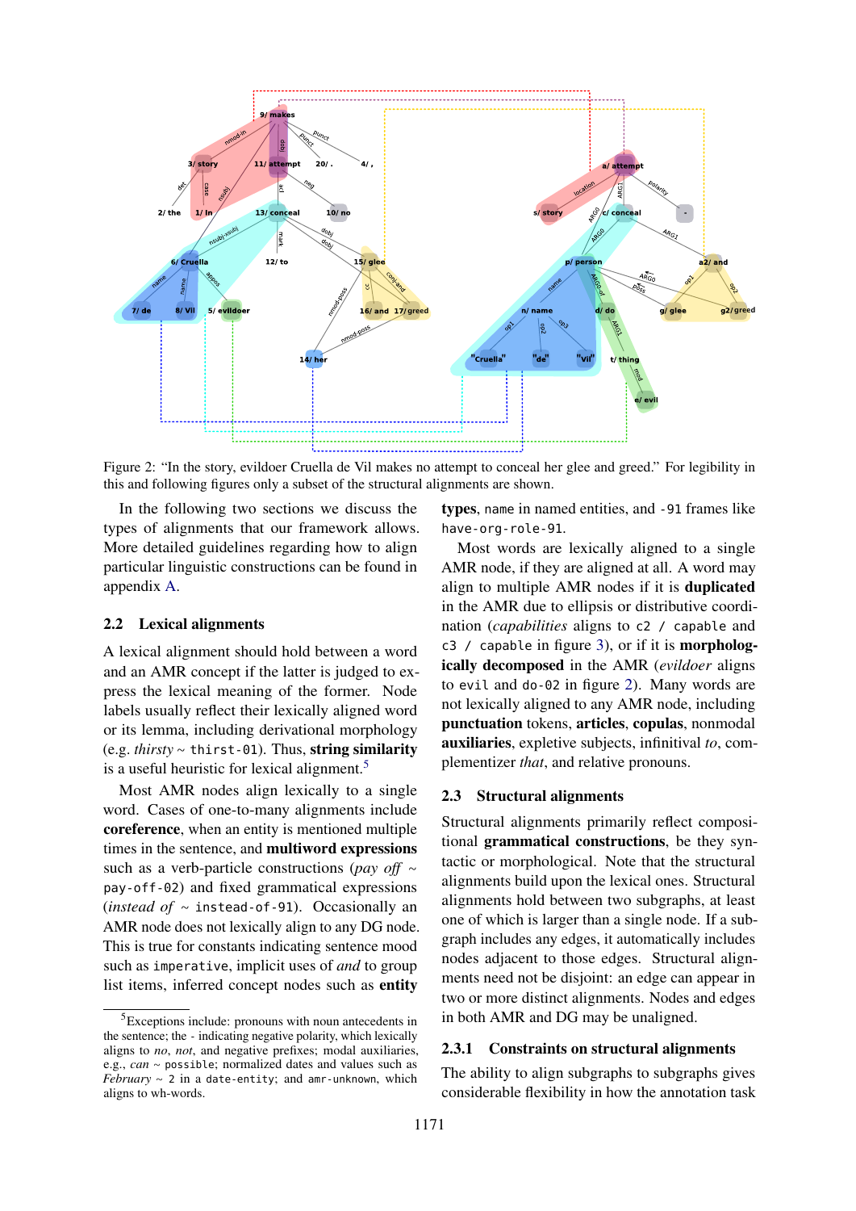Figure 2: "In the story, evildoer Cruella de Vil makes no attempt to conceal her glee and greed." For legibility in this and following figures only a subset of the structural alignments are shown.

In the following two sections we discuss the types of alignments that our framework allows. More detailed guidelines regarding how to align particular linguistic constructions can be found in appendix A.

## 2.2 Lexical alignments

A lexical alignment should hold between a word and an AMR concept if the latter is judged to express the lexical meaning of the former. Node labels usually reflect their lexically aligned word or its lemma, including derivational morphology (e.g. *thirsty* ~ `thirst-01`). Thus, **string similarity** is a useful heuristic for lexical alignment.[5]

Most AMR nodes align lexically to a single word. Cases of one-to-many alignments include **coreference**, when an entity is mentioned multiple times in the sentence, and **multiword expressions** such as a verb-particle constructions (*pay off* ~ `pay-off-02`) and fixed grammatical expressions (*instead of* ~ `instead-of-91`). Occasionally an AMR node does not lexically align to any DG node. This is true for constants indicating sentence mood such as `imperative`, implicit uses of *and* to group list items, inferred concept nodes such as **entity types**, `name` in named entities, and `-91` frames like `have-org-role-91`.

Most words are lexically aligned to a single AMR node, if they are aligned at all. A word may align to multiple AMR nodes if it is **duplicated** in the AMR due to ellipsis or distributive coordination (*capabilities* aligns to `c2 / capable` and `c3 / capable` in figure 3), or if it is **morphologically decomposed** in the AMR (*evildoer* aligns to `evil` and `do-02` in figure 2). Many words are not lexically aligned to any AMR node, including **punctuation** tokens, **articles**, **copulas**, nonmodal **auxiliaries**, expletive subjects, infinitival *to*, complementizer *that*, and relative pronouns.

## 2.3 Structural alignments

Structural alignments primarily reflect compositional **grammatical constructions**, be they syntactic or morphological. Note that the structural alignments build upon the lexical ones. Structural alignments hold between two subgraphs, at least one of which is larger than a single node. If a subgraph includes any edges, it automatically includes nodes adjacent to those edges. Structural alignments need not be disjoint: an edge can appear in two or more distinct alignments. Nodes and edges in both AMR and DG may be unaligned.

### 2.3.1 Constraints on structural alignments

The ability to align subgraphs to subgraphs gives considerable flexibility in how the annotation task

[5] Exceptions include: pronouns with noun antecedents in the sentence; the `-` indicating negative polarity, which lexically aligns to *no*, *not*, and negative prefixes; modal auxiliaries, e.g., *can* ~ `possible`; normalized dates and values such as *February* ~ `2` in a `date-entity`; and `amr-unknown`, which aligns to wh-words.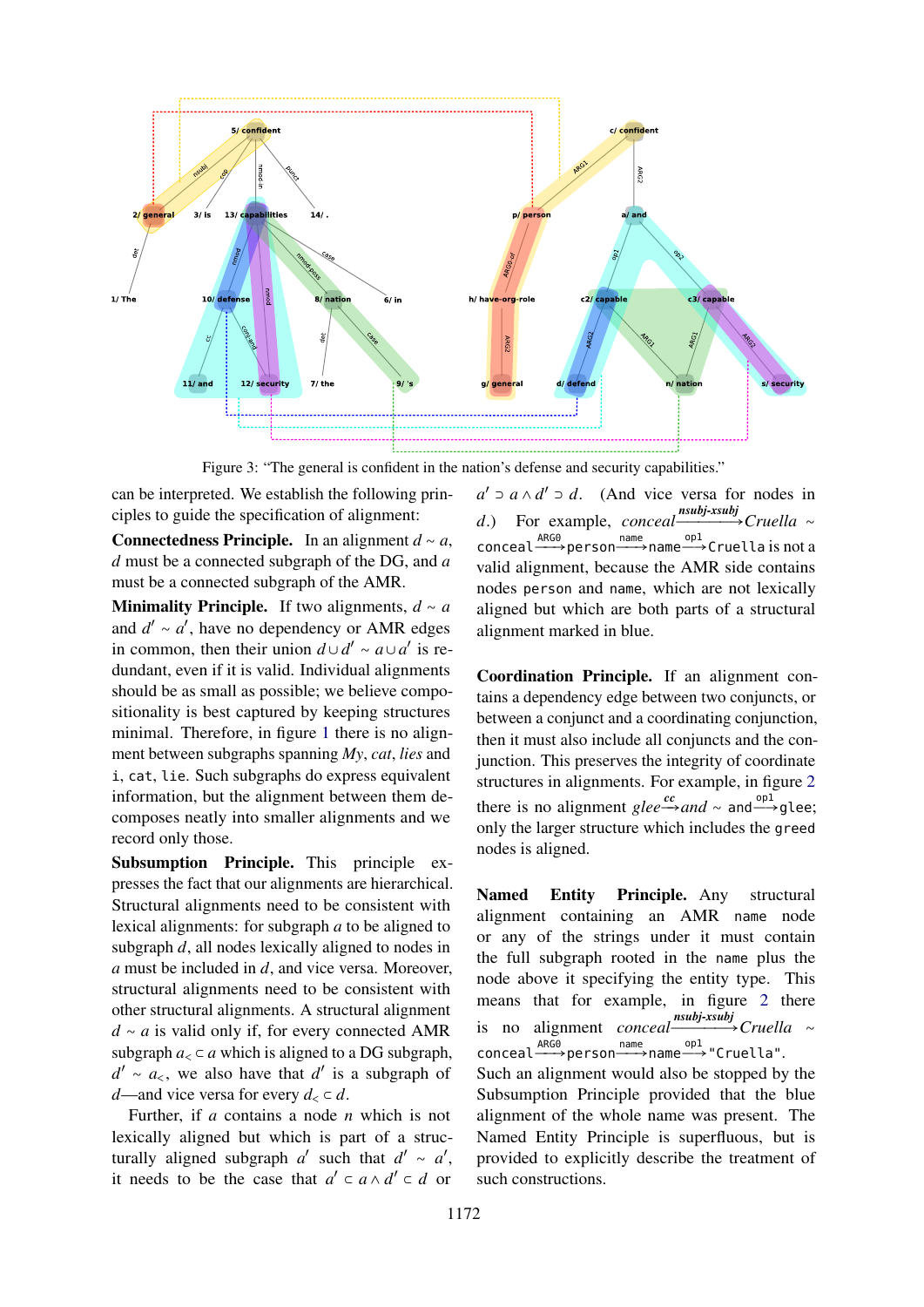Figure 3: "The general is confident in the nation's defense and security capabilities."

can be interpreted. We establish the following principles to guide the specification of alignment:

**Connectedness Principle.** In an alignment $d \sim a$, $d$ must be a connected subgraph of the DG, and $a$ must be a connected subgraph of the AMR.

**Minimality Principle.** If two alignments, $d \sim a$ and $d' \sim a'$, have no dependency or AMR edges in common, then their union $d \cup d' \sim a \cup a'$ is redundant, even if it is valid. Individual alignments should be as small as possible; we believe compositionality is best captured by keeping structures minimal. Therefore, in figure 1 there is no alignment between subgraphs spanning *My*, *cat*, *lies* and `i`, `cat`, `lie`. Such subgraphs do express equivalent information, but the alignment between them decomposes neatly into smaller alignments and we record only those.

**Subsumption Principle.** This principle expresses the fact that our alignments are hierarchical. Structural alignments need to be consistent with lexical alignments: for subgraph $a$ to be aligned to subgraph $d$, all nodes lexically aligned to nodes in $a$ must be included in $d$, and vice versa. Moreover, structural alignments need to be consistent with other structural alignments. A structural alignment $d \sim a$ is valid only if, for every connected AMR subgraph $a_< \subset a$ which is aligned to a DG subgraph, $d' \sim a_<$, we also have that $d'$ is a subgraph of $d$—and vice versa for every $d_< \subset d$.

Further, if $a$ contains a node $n$ which is not lexically aligned but which is part of a structurally aligned subgraph $a'$ such that $d' \sim a'$, it needs to be the case that $a' \subset a \wedge d' \subset d$ or $a' \supset a \wedge d' \supset d$. (And vice versa for nodes in $d$.) For example, $conceal \xrightarrow{nsubj\text{-}xsubj} Cruella \sim$ `conceal` $\xrightarrow{\texttt{ARG0}}$ `person` $\xrightarrow{\texttt{name}}$ `name` $\xrightarrow{\texttt{op1}}$ `Cruella` is not a valid alignment, because the AMR side contains nodes `person` and `name`, which are not lexically aligned but which are both parts of a structural alignment marked in blue.

**Coordination Principle.** If an alignment contains a dependency edge between two conjuncts, or between a conjunct and a coordinating conjunction, then it must also include all conjuncts and the conjunction. This preserves the integrity of coordinate structures in alignments. For example, in figure 2 there is no alignment $glee \xrightarrow{cc} and \sim$ `and` $\xrightarrow{\texttt{op1}}$ `glee`; only the larger structure which includes the `greed` nodes is aligned.

**Named Entity Principle.** Any structural alignment containing an AMR `name` node or any of the strings under it must contain the full subgraph rooted in the `name` plus the node above it specifying the entity type. This means that for example, in figure 2 there is no alignment $conceal \xrightarrow{nsubj\text{-}xsubj} Cruella \sim$ `conceal` $\xrightarrow{\texttt{ARG0}}$ `person` $\xrightarrow{\texttt{name}}$ `name` $\xrightarrow{\texttt{op1}}$ `"Cruella"`. Such an alignment would also be stopped by the Subsumption Principle provided that the blue alignment of the whole name was present. The Named Entity Principle is superfluous, but is provided to explicitly describe the treatment of such constructions.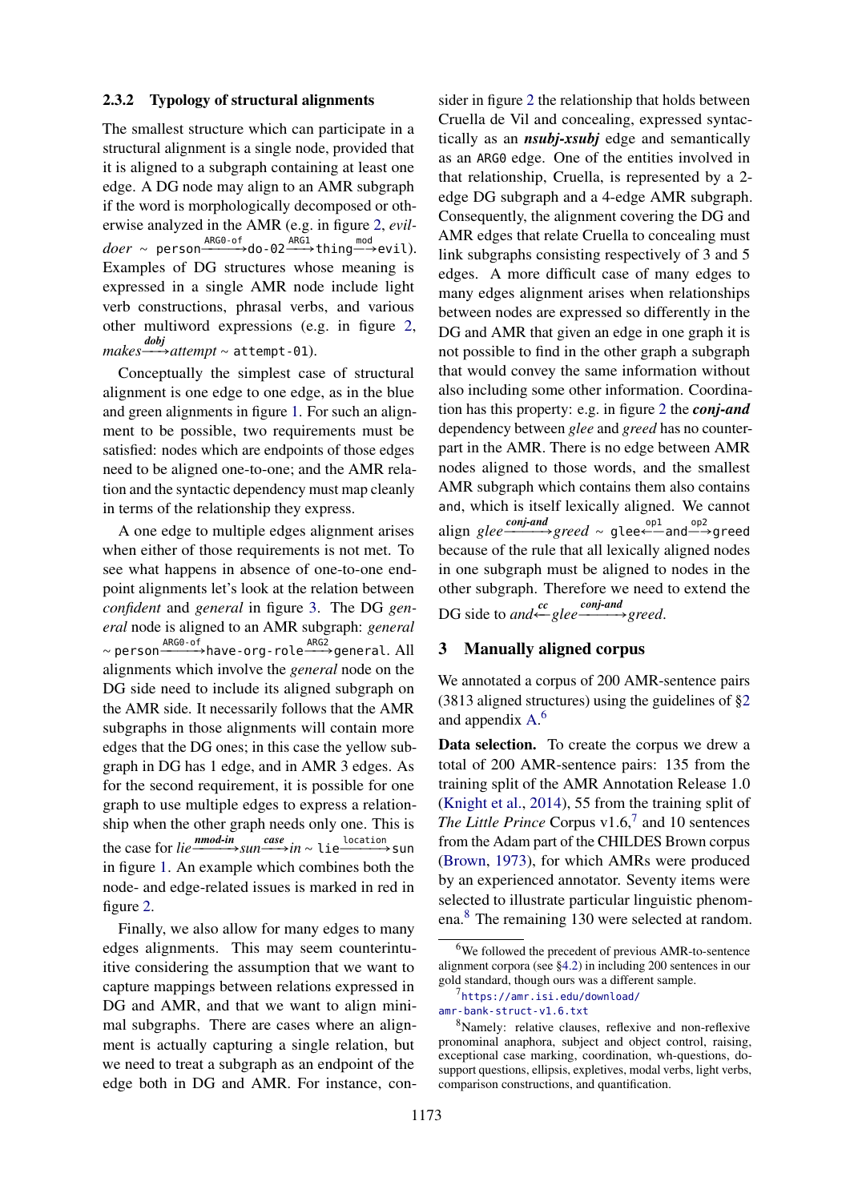### 2.3.2 Typology of structural alignments

The smallest structure which can participate in a structural alignment is a single node, provided that it is aligned to a subgraph containing at least one edge. A DG node may align to an AMR subgraph if the word is morphologically decomposed or otherwise analyzed in the AMR (e.g. in figure 2, *evil-doer* ~ `person` $\xrightarrow{\texttt{ARG0-of}}$ `do-02` $\xrightarrow{\texttt{ARG1}}$ `thing` $\xrightarrow{\texttt{mod}}$ `evil`). Examples of DG structures whose meaning is expressed in a single AMR node include light verb constructions, phrasal verbs, and various other multiword expressions (e.g. in figure 2, *makes* $\xrightarrow{\textit{dobj}}$ *attempt* ~ `attempt-01`).

Conceptually the simplest case of structural alignment is one edge to one edge, as in the blue and green alignments in figure 1. For such an alignment to be possible, two requirements must be satisfied: nodes which are endpoints of those edges need to be aligned one-to-one; and the AMR relation and the syntactic dependency must map cleanly in terms of the relationship they express.

A one edge to multiple edges alignment arises when either of those requirements is not met. To see what happens in absence of one-to-one endpoint alignments let's look at the relation between *confident* and *general* in figure 3. The DG *general* node is aligned to an AMR subgraph: *general* ~ `person` $\xrightarrow{\texttt{ARG0-of}}$ `have-org-role` $\xrightarrow{\texttt{ARG2}}$ `general`. All alignments which involve the *general* node on the DG side need to include its aligned subgraph on the AMR side. It necessarily follows that the AMR subgraphs in those alignments will contain more edges that the DG ones; in this case the yellow subgraph in DG has 1 edge, and in AMR 3 edges. As for the second requirement, it is possible for one graph to use multiple edges to express a relationship when the other graph needs only one. This is the case for *lie* $\xrightarrow{\textit{nmod-in}}$ *sun* $\xrightarrow{\textit{case}}$ *in* ~ `lie` $\xrightarrow{\texttt{location}}$ `sun` in figure 1. An example which combines both the node- and edge-related issues is marked in red in figure 2.

Finally, we also allow for many edges to many edges alignments. This may seem counterintuitive considering the assumption that we want to capture mappings between relations expressed in DG and AMR, and that we want to align minimal subgraphs. There are cases where an alignment is actually capturing a single relation, but we need to treat a subgraph as an endpoint of the edge both in DG and AMR. For instance, consider in figure 2 the relationship that holds between Cruella de Vil and concealing, expressed syntactically as an ***nsubj-xsubj*** edge and semantically as an `ARG0` edge. One of the entities involved in that relationship, Cruella, is represented by a 2-edge DG subgraph and a 4-edge AMR subgraph. Consequently, the alignment covering the DG and AMR edges that relate Cruella to concealing must link subgraphs consisting respectively of 3 and 5 edges. A more difficult case of many edges to many edges alignment arises when relationships between nodes are expressed so differently in the DG and AMR that given an edge in one graph it is not possible to find in the other graph a subgraph that would convey the same information without also including some other information. Coordination has this property: e.g. in figure 2 the ***conj-and*** dependency between *glee* and *greed* has no counterpart in the AMR. There is no edge between AMR nodes aligned to those words, and the smallest AMR subgraph which contains them also contains `and`, which is itself lexically aligned. We cannot align *glee* $\xrightarrow{\textit{conj-and}}$ *greed* ~ `glee` $\xleftarrow{\texttt{op1}}$ `and` $\xrightarrow{\texttt{op2}}$ `greed` because of the rule that all lexically aligned nodes in one subgraph must be aligned to nodes in the other subgraph. Therefore we need to extend the DG side to *and* $\xleftarrow{\textit{cc}}$ *glee* $\xrightarrow{\textit{conj-and}}$ *greed*.

## 3 Manually aligned corpus

We annotated a corpus of 200 AMR-sentence pairs (3813 aligned structures) using the guidelines of §2 and appendix A.[6]

**Data selection.** To create the corpus we drew a total of 200 AMR-sentence pairs: 135 from the training split of the AMR Annotation Release 1.0 (Knight et al., 2014), 55 from the training split of *The Little Prince* Corpus v1.6,[7] and 10 sentences from the Adam part of the CHILDES Brown corpus (Brown, 1973), for which AMRs were produced by an experienced annotator. Seventy items were selected to illustrate particular linguistic phenomena.[8] The remaining 130 were selected at random.

[6] We followed the precedent of previous AMR-to-sentence alignment corpora (see §4.2) in including 200 sentences in our gold standard, though ours was a different sample.

[7] https://amr.isi.edu/download/amr-bank-struct-v1.6.txt

[8] Namely: relative clauses, reflexive and non-reflexive pronominal anaphora, subject and object control, raising, exceptional case marking, coordination, wh-questions, do-support questions, ellipsis, expletives, modal verbs, light verbs, comparison constructions, and quantification.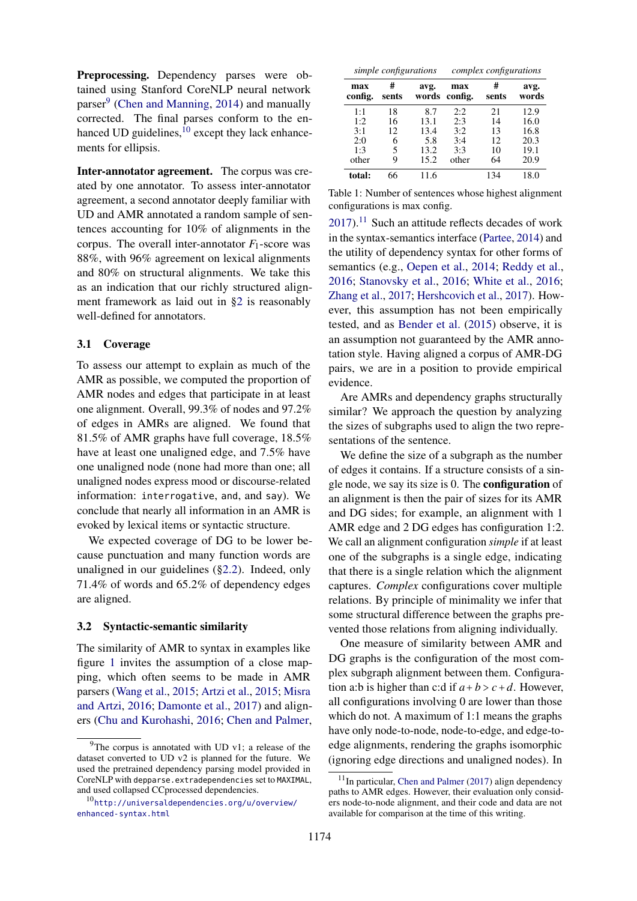**Preprocessing.** Dependency parses were obtained using Stanford CoreNLP neural network parser[9] (Chen and Manning, 2014) and manually corrected. The final parses conform to the enhanced UD guidelines,[10] except they lack enhancements for ellipsis.

**Inter-annotator agreement.** The corpus was created by one annotator. To assess inter-annotator agreement, a second annotator deeply familiar with UD and AMR annotated a random sample of sentences accounting for 10% of alignments in the corpus. The overall inter-annotator $F_1$-score was 88%, with 96% agreement on lexical alignments and 80% on structural alignments. We take this as an indication that our richly structured alignment framework as laid out in §2 is reasonably well-defined for annotators.

### 3.1 Coverage

To assess our attempt to explain as much of the AMR as possible, we computed the proportion of AMR nodes and edges that participate in at least one alignment. Overall, 99.3% of nodes and 97.2% of edges in AMRs are aligned. We found that 81.5% of AMR graphs have full coverage, 18.5% have at least one unaligned edge, and 7.5% have one unaligned node (none had more than one; all unaligned nodes express mood or discourse-related information: `interrogative`, `and`, and `say`). We conclude that nearly all information in an AMR is evoked by lexical items or syntactic structure.

We expected coverage of DG to be lower because punctuation and many function words are unaligned in our guidelines (§2.2). Indeed, only 71.4% of words and 65.2% of dependency edges are aligned.

### 3.2 Syntactic-semantic similarity

The similarity of AMR to syntax in examples like figure 1 invites the assumption of a close mapping, which often seems to be made in AMR parsers (Wang et al., 2015; Artzi et al., 2015; Misra and Artzi, 2016; Damonte et al., 2017) and aligners (Chu and Kurohashi, 2016; Chen and Palmer, 2017).[11] Such an attitude reflects decades of work in the syntax-semantics interface (Partee, 2014) and the utility of dependency syntax for other forms of semantics (e.g., Oepen et al., 2014; Reddy et al., 2016; Stanovsky et al., 2016; White et al., 2016; Zhang et al., 2017; Hershcovich et al., 2017). However, this assumption has not been empirically tested, and as Bender et al. (2015) observe, it is an assumption not guaranteed by the AMR annotation style. Having aligned a corpus of AMR-DG pairs, we are in a position to provide empirical evidence.

| *simple configurations* | | | *complex configurations* | | |
|---|---|---|---|---|---|
| **max config.** | **# sents** | **avg. words** | **max config.** | **# sents** | **avg. words** |
| 1:1 | 18 | 8.7 | 2:2 | 21 | 12.9 |
| 1:2 | 16 | 13.1 | 2:3 | 14 | 16.0 |
| 3:1 | 12 | 13.4 | 3:2 | 13 | 16.8 |
| 2:0 | 6 | 5.8 | 3:4 | 12 | 20.3 |
| 1:3 | 5 | 13.2 | 3:3 | 10 | 19.1 |
| other | 9 | 15.2 | other | 64 | 20.9 |
| **total:** | 66 | 11.6 | | 134 | 18.0 |

Table 1: Number of sentences whose highest alignment configurations is max config.

Are AMRs and dependency graphs structurally similar? We approach the question by analyzing the sizes of subgraphs used to align the two representations of the sentence.

We define the size of a subgraph as the number of edges it contains. If a structure consists of a single node, we say its size is 0. The **configuration** of an alignment is then the pair of sizes for its AMR and DG sides; for example, an alignment with 1 AMR edge and 2 DG edges has configuration 1:2. We call an alignment configuration *simple* if at least one of the subgraphs is a single edge, indicating that there is a single relation which the alignment captures. *Complex* configurations cover multiple relations. By principle of minimality we infer that some structural difference between the graphs prevented those relations from aligning individually.

One measure of similarity between AMR and DG graphs is the configuration of the most complex subgraph alignment between them. Configuration a:b is higher than c:d if $a+b > c+d$. However, all configurations involving 0 are lower than those which do not. A maximum of 1:1 means the graphs have only node-to-node, node-to-edge, and edge-to-edge alignments, rendering the graphs isomorphic (ignoring edge directions and unaligned nodes). In

[9] The corpus is annotated with UD v1; a release of the dataset converted to UD v2 is planned for the future. We used the pretrained dependency parsing model provided in CoreNLP with `depparse.extradependencies` set to `MAXIMAL`, and used collapsed CCprocessed dependencies.

[10] `http://universaldependencies.org/u/overview/enhanced-syntax.html`

[11] In particular, Chen and Palmer (2017) align dependency paths to AMR edges. However, their evaluation only considers node-to-node alignment, and their code and data are not available for comparison at the time of this writing.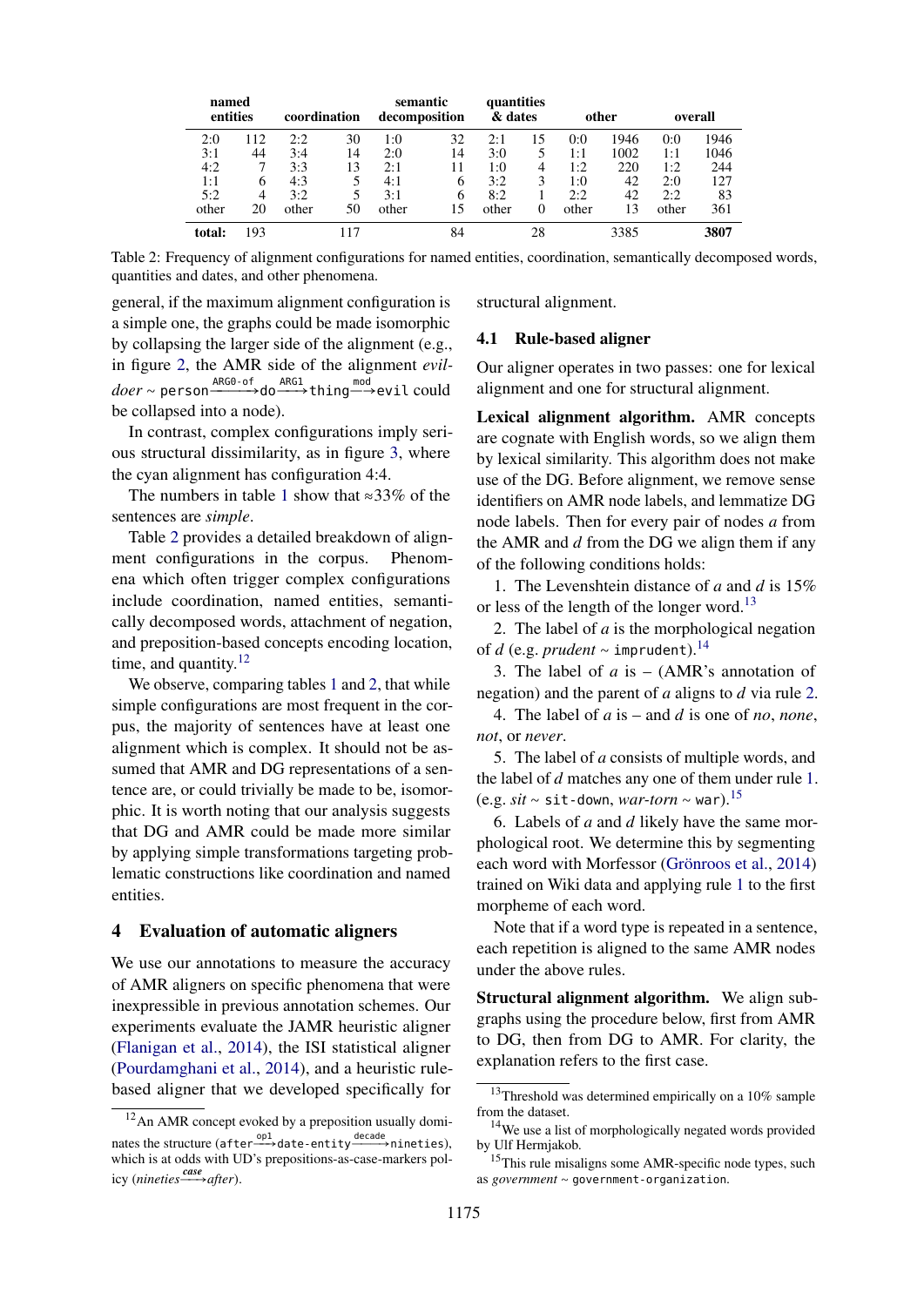| named entities | | coordination | | semantic decomposition | | quantities & dates | | other | | overall | |
|---|---|---|---|---|---|---|---|---|---|---|---|
| 2:0 | 112 | 2:2 | 30 | 1:0 | 32 | 2:1 | 15 | 0:0 | 1946 | 0:0 | 1946 |
| 3:1 | 44 | 3:4 | 14 | 2:0 | 14 | 3:0 | 5 | 1:1 | 1002 | 1:1 | 1046 |
| 4:2 | 7 | 3:3 | 13 | 2:1 | 11 | 1:0 | 4 | 1:2 | 220 | 1:2 | 244 |
| 1:1 | 6 | 4:3 | 5 | 4:1 | 6 | 3:2 | 3 | 1:0 | 42 | 2:0 | 127 |
| 5:2 | 4 | 3:2 | 5 | 3:1 | 6 | 8:2 | 1 | 2:2 | 42 | 2:2 | 83 |
| other | 20 | other | 50 | other | 15 | other | 0 | other | 13 | other | 361 |
| **total:** | 193 | | 117 | | 84 | | 28 | | 3385 | | **3807** |

Table 2: Frequency of alignment configurations for named entities, coordination, semantically decomposed words, quantities and dates, and other phenomena.

general, if the maximum alignment configuration is a simple one, the graphs could be made isomorphic by collapsing the larger side of the alignment (e.g., in figure 2, the AMR side of the alignment *evil-doer* ~ `person` $\xrightarrow{\text{ARG0-of}}$ `do` $\xrightarrow{\text{ARG1}}$ `thing` $\xrightarrow{\text{mod}}$ `evil` could be collapsed into a node).

In contrast, complex configurations imply serious structural dissimilarity, as in figure 3, where the cyan alignment has configuration 4:4.

The numbers in table 1 show that ≈33% of the sentences are *simple*.

Table 2 provides a detailed breakdown of alignment configurations in the corpus. Phenomena which often trigger complex configurations include coordination, named entities, semantically decomposed words, attachment of negation, and preposition-based concepts encoding location, time, and quantity.[12]

We observe, comparing tables 1 and 2, that while simple configurations are most frequent in the corpus, the majority of sentences have at least one alignment which is complex. It should not be assumed that AMR and DG representations of a sentence are, or could trivially be made to be, isomorphic. It is worth noting that our analysis suggests that DG and AMR could be made more similar by applying simple transformations targeting problematic constructions like coordination and named entities.

## 4 Evaluation of automatic aligners

We use our annotations to measure the accuracy of AMR aligners on specific phenomena that were inexpressible in previous annotation schemes. Our experiments evaluate the JAMR heuristic aligner (Flanigan et al., 2014), the ISI statistical aligner (Pourdamghani et al., 2014), and a heuristic rule-based aligner that we developed specifically for structural alignment.

### 4.1 Rule-based aligner

Our aligner operates in two passes: one for lexical alignment and one for structural alignment.

**Lexical alignment algorithm.** AMR concepts are cognate with English words, so we align them by lexical similarity. This algorithm does not make use of the DG. Before alignment, we remove sense identifiers on AMR node labels, and lemmatize DG node labels. Then for every pair of nodes $a$ from the AMR and $d$ from the DG we align them if any of the following conditions holds:

1. The Levenshtein distance of $a$ and $d$ is 15% or less of the length of the longer word.[13]

2. The label of $a$ is the morphological negation of $d$ (e.g. *prudent* ~ `imprudent`).[14]

3. The label of $a$ is – (AMR's annotation of negation) and the parent of $a$ aligns to $d$ via rule 2.

4. The label of $a$ is – and $d$ is one of *no*, *none*, *not*, or *never*.

5. The label of $a$ consists of multiple words, and the label of $d$ matches any one of them under rule 1. (e.g. *sit* ~ `sit-down`, *war-torn* ~ `war`).[15]

6. Labels of $a$ and $d$ likely have the same morphological root. We determine this by segmenting each word with Morfessor (Grönroos et al., 2014) trained on Wiki data and applying rule 1 to the first morpheme of each word.

Note that if a word type is repeated in a sentence, each repetition is aligned to the same AMR nodes under the above rules.

**Structural alignment algorithm.** We align subgraphs using the procedure below, first from AMR to DG, then from DG to AMR. For clarity, the explanation refers to the first case.

---

[12] An AMR concept evoked by a preposition usually dominates the structure (`after` $\xrightarrow{\text{op1}}$ `date-entity` $\xrightarrow{\text{decade}}$ `nineties`), which is at odds with UD's prepositions-as-case-markers policy (*nineties* $\xrightarrow{\textit{case}}$ *after*).

[13] Threshold was determined empirically on a 10% sample from the dataset.

[14] We use a list of morphologically negated words provided by Ulf Hermjakob.

[15] This rule misaligns some AMR-specific node types, such as *government* ~ `government-organization`.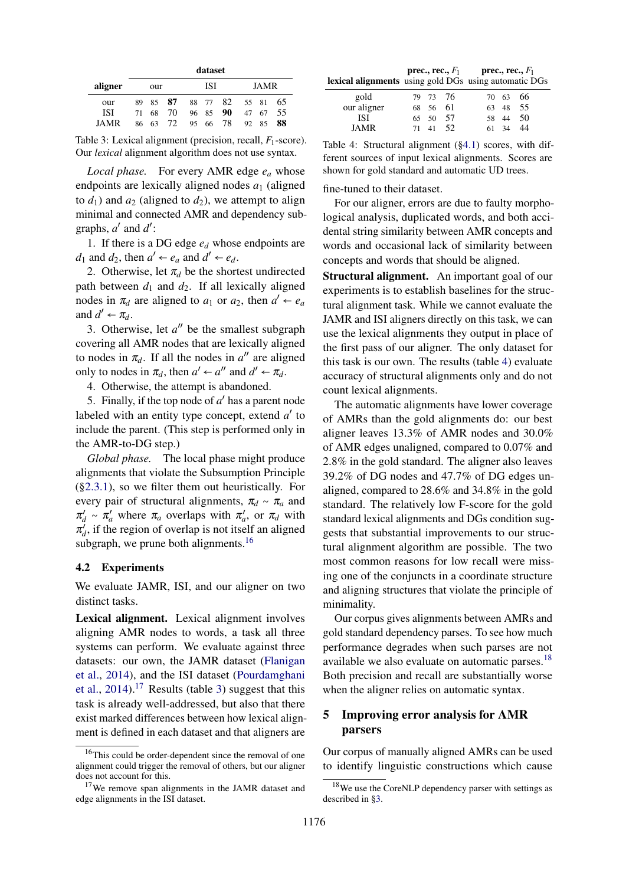| aligner | dataset | | | | | | | | |
|---|---|---|---|---|---|---|---|---|---|
| | our | | | ISI | | | JAMR | | |
| our | 89 | 85 | **87** | 88 | 77 | 82 | 55 | 81 | 65 |
| ISI | 71 | 68 | 70 | 96 | 85 | **90** | 47 | 67 | 55 |
| JAMR | 86 | 63 | 72 | 95 | 66 | 78 | 92 | 85 | **88** |

Table 3: Lexical alignment (precision, recall, $F_1$-score). Our *lexical* alignment algorithm does not use syntax.

*Local phase.* For every AMR edge $e_a$ whose endpoints are lexically aligned nodes $a_1$ (aligned to $d_1$) and $a_2$ (aligned to $d_2$), we attempt to align minimal and connected AMR and dependency subgraphs, $a'$ and $d'$:

1. If there is a DG edge $e_d$ whose endpoints are $d_1$ and $d_2$, then $a' \leftarrow e_a$ and $d' \leftarrow e_d$.
2. Otherwise, let $\pi_d$ be the shortest undirected path between $d_1$ and $d_2$. If all lexically aligned nodes in $\pi_d$ are aligned to $a_1$ or $a_2$, then $a' \leftarrow e_a$ and $d' \leftarrow \pi_d$.
3. Otherwise, let $a''$ be the smallest subgraph covering all AMR nodes that are lexically aligned to nodes in $\pi_d$. If all the nodes in $a''$ are aligned only to nodes in $\pi_d$, then $a' \leftarrow a''$ and $d' \leftarrow \pi_d$.
4. Otherwise, the attempt is abandoned.
5. Finally, if the top node of $a'$ has a parent node labeled with an entity type concept, extend $a'$ to include the parent. (This step is performed only in the AMR-to-DG step.)

*Global phase.* The local phase might produce alignments that violate the Subsumption Principle (§2.3.1), so we filter them out heuristically. For every pair of structural alignments, $\pi_d \sim \pi_a$ and $\pi'_d \sim \pi'_a$ where $\pi_a$ overlaps with $\pi'_a$, or $\pi_d$ with $\pi'_d$, if the region of overlap is not itself an aligned subgraph, we prune both alignments.[16]

### 4.2 Experiments

We evaluate JAMR, ISI, and our aligner on two distinct tasks.

**Lexical alignment.** Lexical alignment involves aligning AMR nodes to words, a task all three systems can perform. We evaluate against three datasets: our own, the JAMR dataset (Flanigan et al., 2014), and the ISI dataset (Pourdamghani et al., 2014).[17] Results (table 3) suggest that this task is already well-addressed, but also that there exist marked differences between how lexical alignment is defined in each dataset and that aligners are fine-tuned to their dataset.

[16] This could be order-dependent since the removal of one alignment could trigger the removal of others, but our aligner does not account for this.

[17] We remove span alignments in the JAMR dataset and edge alignments in the ISI dataset.

| lexical alignments | prec., rec., $F_1$ using gold DGs | | | prec., rec., $F_1$ using automatic DGs | | |
|---|---|---|---|---|---|---|
| gold | 79 | 73 | 76 | 70 | 63 | 66 |
| our aligner | 68 | 56 | 61 | 63 | 48 | 55 |
| ISI | 65 | 50 | 57 | 58 | 44 | 50 |
| JAMR | 71 | 41 | 52 | 61 | 34 | 44 |

Table 4: Structural alignment (§4.1) scores, with different sources of input lexical alignments. Scores are shown for gold standard and automatic UD trees.

For our aligner, errors are due to faulty morphological analysis, duplicated words, and both accidental string similarity between AMR concepts and words and occasional lack of similarity between concepts and words that should be aligned.

**Structural alignment.** An important goal of our experiments is to establish baselines for the structural alignment task. While we cannot evaluate the JAMR and ISI aligners directly on this task, we can use the lexical alignments they output in place of the first pass of our aligner. The only dataset for this task is our own. The results (table 4) evaluate accuracy of structural alignments only and do not count lexical alignments.

The automatic alignments have lower coverage of AMRs than the gold alignments do: our best aligner leaves 13.3% of AMR nodes and 30.0% of AMR edges unaligned, compared to 0.07% and 2.8% in the gold standard. The aligner also leaves 39.2% of DG nodes and 47.7% of DG edges unaligned, compared to 28.6% and 34.8% in the gold standard. The relatively low F-score for the gold standard lexical alignments and DGs condition suggests that substantial improvements to our structural alignment algorithm are possible. The two most common reasons for low recall were missing one of the conjuncts in a coordinate structure and aligning structures that violate the principle of minimality.

Our corpus gives alignments between AMRs and gold standard dependency parses. To see how much performance degrades when such parses are not available we also evaluate on automatic parses.[18] Both precision and recall are substantially worse when the aligner relies on automatic syntax.

## 5 Improving error analysis for AMR parsers

Our corpus of manually aligned AMRs can be used to identify linguistic constructions which cause

[18] We use the CoreNLP dependency parser with settings as described in §3.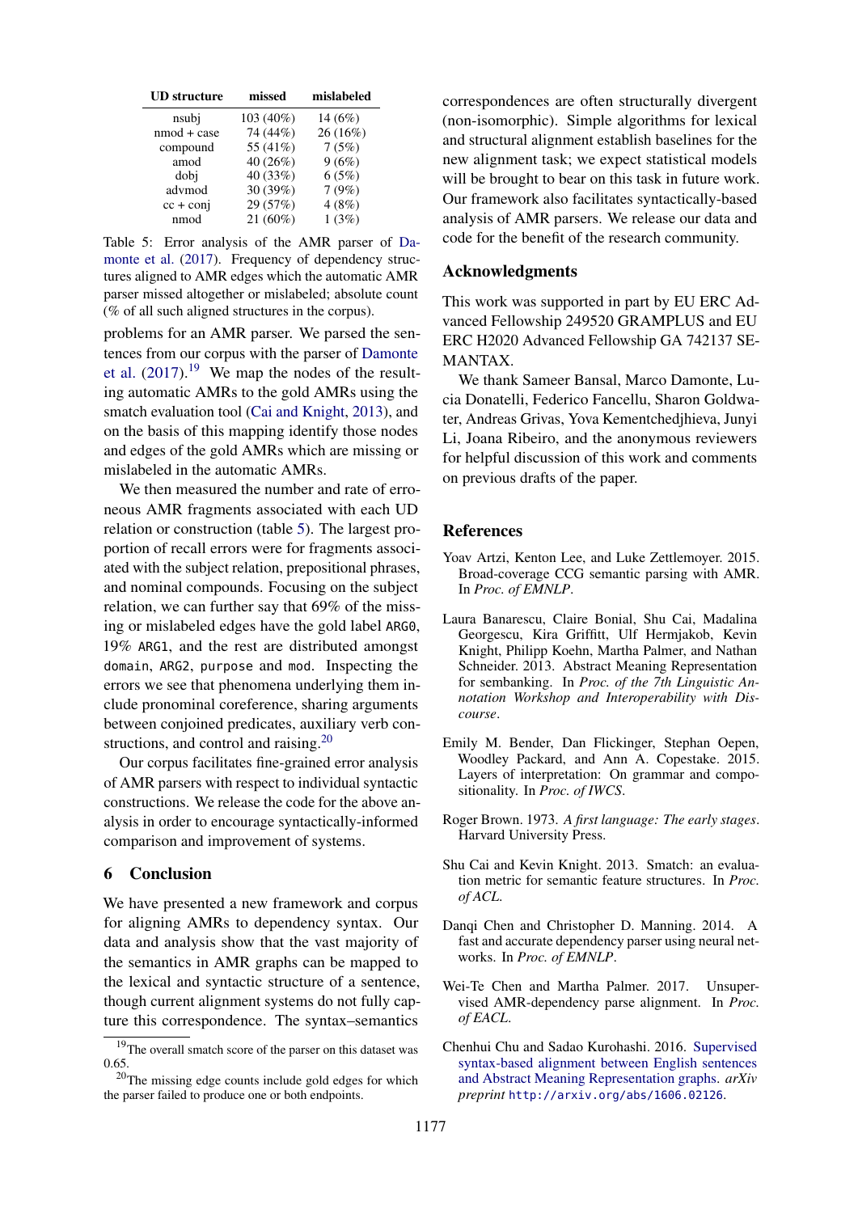| UD structure | missed | mislabeled |
|---|---|---|
| nsubj | 103 (40%) | 14 (6%) |
| nmod + case | 74 (44%) | 26 (16%) |
| compound | 55 (41%) | 7 (5%) |
| amod | 40 (26%) | 9 (6%) |
| dobj | 40 (33%) | 6 (5%) |
| advmod | 30 (39%) | 7 (9%) |
| cc + conj | 29 (57%) | 4 (8%) |
| nmod | 21 (60%) | 1 (3%) |

Table 5: Error analysis of the AMR parser of Damonte et al. (2017). Frequency of dependency structures aligned to AMR edges which the automatic AMR parser missed altogether or mislabeled; absolute count (% of all such aligned structures in the corpus).

problems for an AMR parser. We parsed the sentences from our corpus with the parser of Damonte et al. (2017).[19] We map the nodes of the resulting automatic AMRs to the gold AMRs using the smatch evaluation tool (Cai and Knight, 2013), and on the basis of this mapping identify those nodes and edges of the gold AMRs which are missing or mislabeled in the automatic AMRs.

We then measured the number and rate of erroneous AMR fragments associated with each UD relation or construction (table 5). The largest proportion of recall errors were for fragments associated with the subject relation, prepositional phrases, and nominal compounds. Focusing on the subject relation, we can further say that 69% of the missing or mislabeled edges have the gold label `ARG0`, 19% `ARG1`, and the rest are distributed amongst `domain`, `ARG2`, `purpose` and `mod`. Inspecting the errors we see that phenomena underlying them include pronominal coreference, sharing arguments between conjoined predicates, auxiliary verb constructions, and control and raising.[20]

Our corpus facilitates fine-grained error analysis of AMR parsers with respect to individual syntactic constructions. We release the code for the above analysis in order to encourage syntactically-informed comparison and improvement of systems.

## 6 Conclusion

We have presented a new framework and corpus for aligning AMRs to dependency syntax. Our data and analysis show that the vast majority of the semantics in AMR graphs can be mapped to the lexical and syntactic structure of a sentence, though current alignment systems do not fully capture this correspondence. The syntax–semantics correspondences are often structurally divergent (non-isomorphic). Simple algorithms for lexical and structural alignment establish baselines for the new alignment task; we expect statistical models will be brought to bear on this task in future work. Our framework also facilitates syntactically-based analysis of AMR parsers. We release our data and code for the benefit of the research community.

## Acknowledgments

This work was supported in part by EU ERC Advanced Fellowship 249520 GRAMPLUS and EU ERC H2020 Advanced Fellowship GA 742137 SEMANTAX.

We thank Sameer Bansal, Marco Damonte, Lucia Donatelli, Federico Fancellu, Sharon Goldwater, Andreas Grivas, Yova Kementchedjhieva, Junyi Li, Joana Ribeiro, and the anonymous reviewers for helpful discussion of this work and comments on previous drafts of the paper.

## References

Yoav Artzi, Kenton Lee, and Luke Zettlemoyer. 2015. Broad-coverage CCG semantic parsing with AMR. In *Proc. of EMNLP*.

Laura Banarescu, Claire Bonial, Shu Cai, Madalina Georgescu, Kira Griffitt, Ulf Hermjakob, Kevin Knight, Philipp Koehn, Martha Palmer, and Nathan Schneider. 2013. Abstract Meaning Representation for sembanking. In *Proc. of the 7th Linguistic Annotation Workshop and Interoperability with Discourse*.

Emily M. Bender, Dan Flickinger, Stephan Oepen, Woodley Packard, and Ann A. Copestake. 2015. Layers of interpretation: On grammar and compositionality. In *Proc. of IWCS*.

Roger Brown. 1973. *A first language: The early stages*. Harvard University Press.

Shu Cai and Kevin Knight. 2013. Smatch: an evaluation metric for semantic feature structures. In *Proc. of ACL*.

Danqi Chen and Christopher D. Manning. 2014. A fast and accurate dependency parser using neural networks. In *Proc. of EMNLP*.

Wei-Te Chen and Martha Palmer. 2017. Unsupervised AMR-dependency parse alignment. In *Proc. of EACL*.

Chenhui Chu and Sadao Kurohashi. 2016. Supervised syntax-based alignment between English sentences and Abstract Meaning Representation graphs. *arXiv preprint* http://arxiv.org/abs/1606.02126.

[19] The overall smatch score of the parser on this dataset was 0.65.

[20] The missing edge counts include gold edges for which the parser failed to produce one or both endpoints.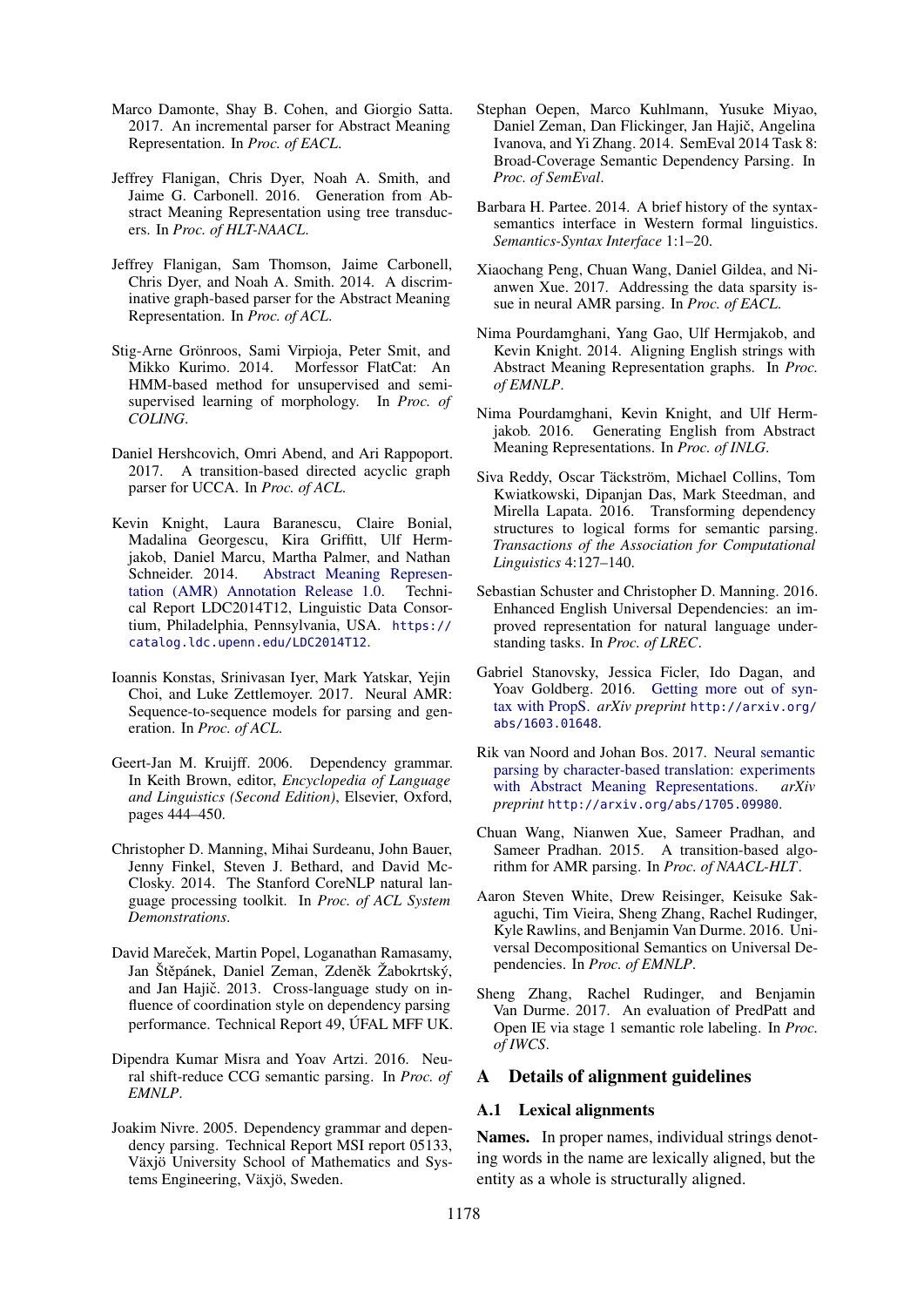Marco Damonte, Shay B. Cohen, and Giorgio Satta. 2017. An incremental parser for Abstract Meaning Representation. In *Proc. of EACL*.

Jeffrey Flanigan, Chris Dyer, Noah A. Smith, and Jaime G. Carbonell. 2016. Generation from Abstract Meaning Representation using tree transducers. In *Proc. of HLT-NAACL*.

Jeffrey Flanigan, Sam Thomson, Jaime Carbonell, Chris Dyer, and Noah A. Smith. 2014. A discriminative graph-based parser for the Abstract Meaning Representation. In *Proc. of ACL*.

Stig-Arne Grönroos, Sami Virpioja, Peter Smit, and Mikko Kurimo. 2014. Morfessor FlatCat: An HMM-based method for unsupervised and semi-supervised learning of morphology. In *Proc. of COLING*.

Daniel Hershcovich, Omri Abend, and Ari Rappoport. 2017. A transition-based directed acyclic graph parser for UCCA. In *Proc. of ACL*.

Kevin Knight, Laura Baranescu, Claire Bonial, Madalina Georgescu, Kira Griffitt, Ulf Hermjakob, Daniel Marcu, Martha Palmer, and Nathan Schneider. 2014. Abstract Meaning Representation (AMR) Annotation Release 1.0. Technical Report LDC2014T12, Linguistic Data Consortium, Philadelphia, Pennsylvania, USA. https://catalog.ldc.upenn.edu/LDC2014T12.

Ioannis Konstas, Srinivasan Iyer, Mark Yatskar, Yejin Choi, and Luke Zettlemoyer. 2017. Neural AMR: Sequence-to-sequence models for parsing and generation. In *Proc. of ACL*.

Geert-Jan M. Kruijff. 2006. Dependency grammar. In Keith Brown, editor, *Encyclopedia of Language and Linguistics (Second Edition)*, Elsevier, Oxford, pages 444–450.

Christopher D. Manning, Mihai Surdeanu, John Bauer, Jenny Finkel, Steven J. Bethard, and David McClosky. 2014. The Stanford CoreNLP natural language processing toolkit. In *Proc. of ACL System Demonstrations*.

David Mareček, Martin Popel, Loganathan Ramasamy, Jan Štěpánek, Daniel Zeman, Zdeněk Žabokrtský, and Jan Hajič. 2013. Cross-language study on influence of coordination style on dependency parsing performance. Technical Report 49, ÚFAL MFF UK.

Dipendra Kumar Misra and Yoav Artzi. 2016. Neural shift-reduce CCG semantic parsing. In *Proc. of EMNLP*.

Joakim Nivre. 2005. Dependency grammar and dependency parsing. Technical Report MSI report 05133, Växjö University School of Mathematics and Systems Engineering, Växjö, Sweden.

Stephan Oepen, Marco Kuhlmann, Yusuke Miyao, Daniel Zeman, Dan Flickinger, Jan Hajič, Angelina Ivanova, and Yi Zhang. 2014. SemEval 2014 Task 8: Broad-Coverage Semantic Dependency Parsing. In *Proc. of SemEval*.

Barbara H. Partee. 2014. A brief history of the syntax-semantics interface in Western formal linguistics. *Semantics-Syntax Interface* 1:1–20.

Xiaochang Peng, Chuan Wang, Daniel Gildea, and Nianwen Xue. 2017. Addressing the data sparsity issue in neural AMR parsing. In *Proc. of EACL*.

Nima Pourdamghani, Yang Gao, Ulf Hermjakob, and Kevin Knight. 2014. Aligning English strings with Abstract Meaning Representation graphs. In *Proc. of EMNLP*.

Nima Pourdamghani, Kevin Knight, and Ulf Hermjakob. 2016. Generating English from Abstract Meaning Representations. In *Proc. of INLG*.

Siva Reddy, Oscar Täckström, Michael Collins, Tom Kwiatkowski, Dipanjan Das, Mark Steedman, and Mirella Lapata. 2016. Transforming dependency structures to logical forms for semantic parsing. *Transactions of the Association for Computational Linguistics* 4:127–140.

Sebastian Schuster and Christopher D. Manning. 2016. Enhanced English Universal Dependencies: an improved representation for natural language understanding tasks. In *Proc. of LREC*.

Gabriel Stanovsky, Jessica Ficler, Ido Dagan, and Yoav Goldberg. 2016. Getting more out of syntax with PropS. *arXiv preprint* http://arxiv.org/abs/1603.01648.

Rik van Noord and Johan Bos. 2017. Neural semantic parsing by character-based translation: experiments with Abstract Meaning Representations. *arXiv preprint* http://arxiv.org/abs/1705.09980.

Chuan Wang, Nianwen Xue, Sameer Pradhan, and Sameer Pradhan. 2015. A transition-based algorithm for AMR parsing. In *Proc. of NAACL-HLT*.

Aaron Steven White, Drew Reisinger, Keisuke Sakaguchi, Tim Vieira, Sheng Zhang, Rachel Rudinger, Kyle Rawlins, and Benjamin Van Durme. 2016. Universal Decompositional Semantics on Universal Dependencies. In *Proc. of EMNLP*.

Sheng Zhang, Rachel Rudinger, and Benjamin Van Durme. 2017. An evaluation of PredPatt and Open IE via stage 1 semantic role labeling. In *Proc. of IWCS*.

## A Details of alignment guidelines

### A.1 Lexical alignments

**Names.** In proper names, individual strings denoting words in the name are lexically aligned, but the entity as a whole is structurally aligned.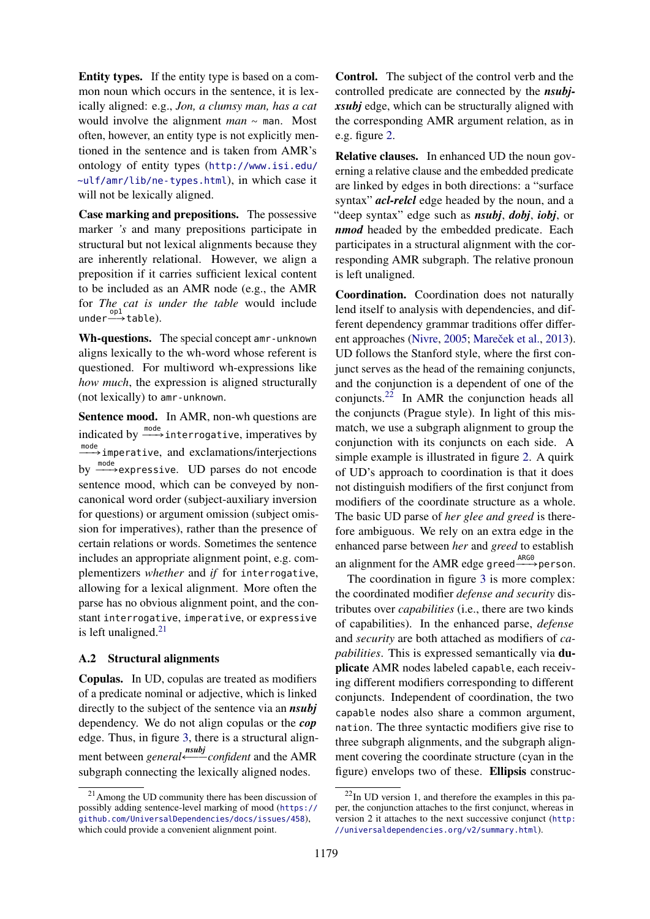**Entity types.** If the entity type is based on a common noun which occurs in the sentence, it is lexically aligned: e.g., *Jon, a clumsy man, has a cat* would involve the alignment *man* ~ `man`. Most often, however, an entity type is not explicitly mentioned in the sentence and is taken from AMR's ontology of entity types (http://www.isi.edu/~ulf/amr/lib/ne-types.html), in which case it will not be lexically aligned.

**Case marking and prepositions.** The possessive marker *'s* and many prepositions participate in structural but not lexical alignments because they are inherently relational. However, we align a preposition if it carries sufficient lexical content to be included as an AMR node (e.g., the AMR for *The cat is under the table* would include `under` $\xrightarrow{\texttt{op1}}$ `table`).

**Wh-questions.** The special concept `amr-unknown` aligns lexically to the wh-word whose referent is questioned. For multiword wh-expressions like *how much*, the expression is aligned structurally (not lexically) to `amr-unknown`.

**Sentence mood.** In AMR, non-wh questions are indicated by $\xrightarrow{\texttt{mode}}$ `interrogative`, imperatives by $\xrightarrow{\texttt{mode}}$ `imperative`, and exclamations/interjections by $\xrightarrow{\texttt{mode}}$ `expressive`. UD parses do not encode sentence mood, which can be conveyed by non-canonical word order (subject-auxiliary inversion for questions) or argument omission (subject omission for imperatives), rather than the presence of certain relations or words. Sometimes the sentence includes an appropriate alignment point, e.g. complementizers *whether* and *if* for `interrogative`, allowing for a lexical alignment. More often the parse has no obvious alignment point, and the constant `interrogative`, `imperative`, or `expressive` is left unaligned.[21]

### A.2 Structural alignments

**Copulas.** In UD, copulas are treated as modifiers of a predicate nominal or adjective, which is linked directly to the subject of the sentence via an ***nsubj*** dependency. We do not align copulas or the ***cop*** edge. Thus, in figure 3, there is a structural alignment between *general* $\xleftarrow{nsubj}$ *confident* and the AMR subgraph connecting the lexically aligned nodes.

**Control.** The subject of the control verb and the controlled predicate are connected by the ***nsubj-xsubj*** edge, which can be structurally aligned with the corresponding AMR argument relation, as in e.g. figure 2.

**Relative clauses.** In enhanced UD the noun governing a relative clause and the embedded predicate are linked by edges in both directions: a "surface syntax" ***acl-relcl*** edge headed by the noun, and a "deep syntax" edge such as ***nsubj***, ***dobj***, ***iobj***, or ***nmod*** headed by the embedded predicate. Each participates in a structural alignment with the corresponding AMR subgraph. The relative pronoun is left unaligned.

**Coordination.** Coordination does not naturally lend itself to analysis with dependencies, and different dependency grammar traditions offer different approaches (Nivre, 2005; Mareček et al., 2013). UD follows the Stanford style, where the first conjunct serves as the head of the remaining conjuncts, and the conjunction is a dependent of one of the conjuncts.[22] In AMR the conjunction heads all the conjuncts (Prague style). In light of this mismatch, we use a subgraph alignment to group the conjunction with its conjuncts on each side. A simple example is illustrated in figure 2. A quirk of UD's approach to coordination is that it does not distinguish modifiers of the first conjunct from modifiers of the coordinate structure as a whole. The basic UD parse of *her glee and greed* is therefore ambiguous. We rely on an extra edge in the enhanced parse between *her* and *greed* to establish an alignment for the AMR edge `greed` $\xrightarrow{\texttt{ARG0}}$ `person`.

The coordination in figure 3 is more complex: the coordinated modifier *defense and security* distributes over *capabilities* (i.e., there are two kinds of capabilities). In the enhanced parse, *defense* and *security* are both attached as modifiers of *capabilities*. This is expressed semantically via **duplicate** AMR nodes labeled `capable`, each receiving different modifiers corresponding to different conjuncts. Independent of coordination, the two `capable` nodes also share a common argument, `nation`. The three syntactic modifiers give rise to three subgraph alignments, and the subgraph alignment covering the coordinate structure (cyan in the figure) envelops two of these. **Ellipsis** construc-

[21] Among the UD community there has been discussion of possibly adding sentence-level marking of mood (https://github.com/UniversalDependencies/docs/issues/458), which could provide a convenient alignment point.

[22] In UD version 1, and therefore the examples in this paper, the conjunction attaches to the first conjunct, whereas in version 2 it attaches to the next successive conjunct (http://universaldependencies.org/v2/summary.html).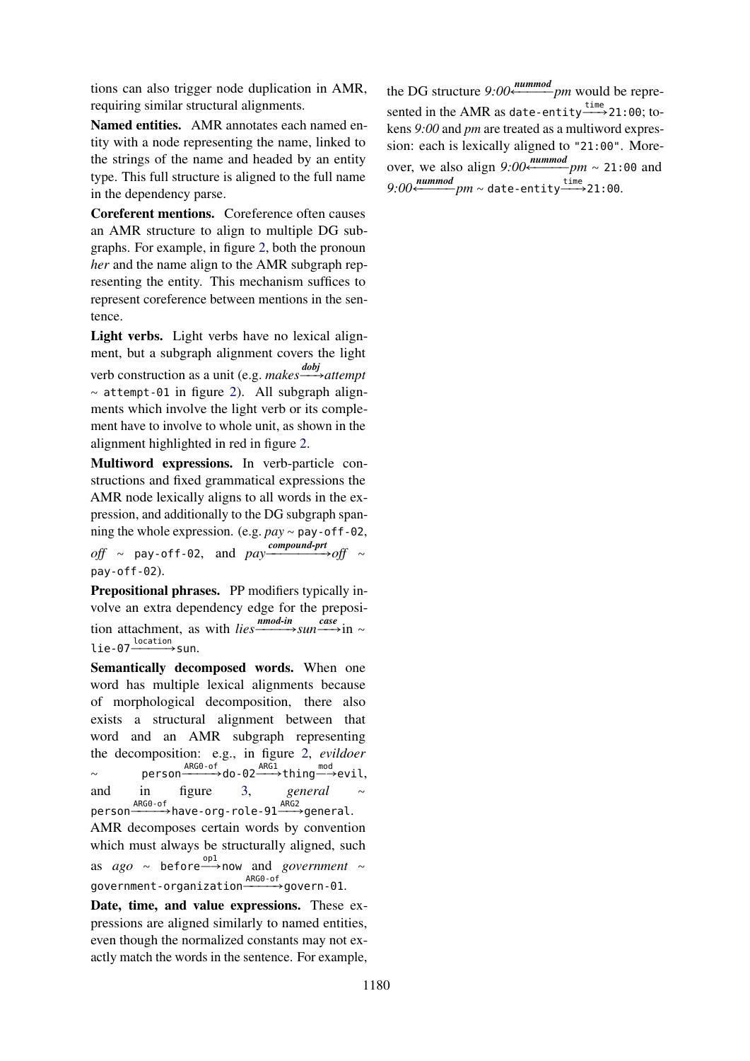tions can also trigger node duplication in AMR, requiring similar structural alignments.

**Named entities.** AMR annotates each named entity with a node representing the name, linked to the strings of the name and headed by an entity type. This full structure is aligned to the full name in the dependency parse.

**Coreferent mentions.** Coreference often causes an AMR structure to align to multiple DG subgraphs. For example, in figure 2, both the pronoun *her* and the name align to the AMR subgraph representing the entity. This mechanism suffices to represent coreference between mentions in the sentence.

**Light verbs.** Light verbs have no lexical alignment, but a subgraph alignment covers the light verb construction as a unit (e.g. *makes* $\xrightarrow{\textit{dobj}}$ *attempt* ~ `attempt-01` in figure 2). All subgraph alignments which involve the light verb or its complement have to involve to whole unit, as shown in the alignment highlighted in red in figure 2.

**Multiword expressions.** In verb-particle constructions and fixed grammatical expressions the AMR node lexically aligns to all words in the expression, and additionally to the DG subgraph spanning the whole expression. (e.g. *pay* ~ `pay-off-02`, *off* ~ `pay-off-02`, and *pay* $\xrightarrow{\textit{compound-prt}}$ *off* ~ `pay-off-02`).

**Prepositional phrases.** PP modifiers typically involve an extra dependency edge for the preposition attachment, as with *lies* $\xrightarrow{\textit{nmod-in}}$ *sun* $\xrightarrow{\textit{case}}$ in ~ `lie-07` $\xrightarrow{\texttt{location}}$ `sun`.

**Semantically decomposed words.** When one word has multiple lexical alignments because of morphological decomposition, there also exists a structural alignment between that word and an AMR subgraph representing the decomposition: e.g., in figure 2, *evildoer* ~ `person` $\xrightarrow{\texttt{ARG0-of}}$ `do-02` $\xrightarrow{\texttt{ARG1}}$ `thing` $\xrightarrow{\texttt{mod}}$ `evil`, and in figure 3, *general* ~ `person` $\xrightarrow{\texttt{ARG0-of}}$ `have-org-role-91` $\xrightarrow{\texttt{ARG2}}$ `general`. AMR decomposes certain words by convention which must always be structurally aligned, such as *ago* ~ `before` $\xrightarrow{\texttt{op1}}$ `now` and *government* ~ `government-organization` $\xrightarrow{\texttt{ARG0-of}}$ `govern-01`.

**Date, time, and value expressions.** These expressions are aligned similarly to named entities, even though the normalized constants may not exactly match the words in the sentence. For example, the DG structure *9:00* $\xleftarrow{\textit{nummod}}$ *pm* would be represented in the AMR as `date-entity` $\xrightarrow{\texttt{time}}$ `21:00`; tokens *9:00* and *pm* are treated as a multiword expression: each is lexically aligned to `"21:00"`. Moreover, we also align *9:00* $\xleftarrow{\textit{nummod}}$ *pm* ~ `21:00` and *9:00* $\xleftarrow{\textit{nummod}}$ *pm* ~ `date-entity` $\xrightarrow{\texttt{time}}$ `21:00`.